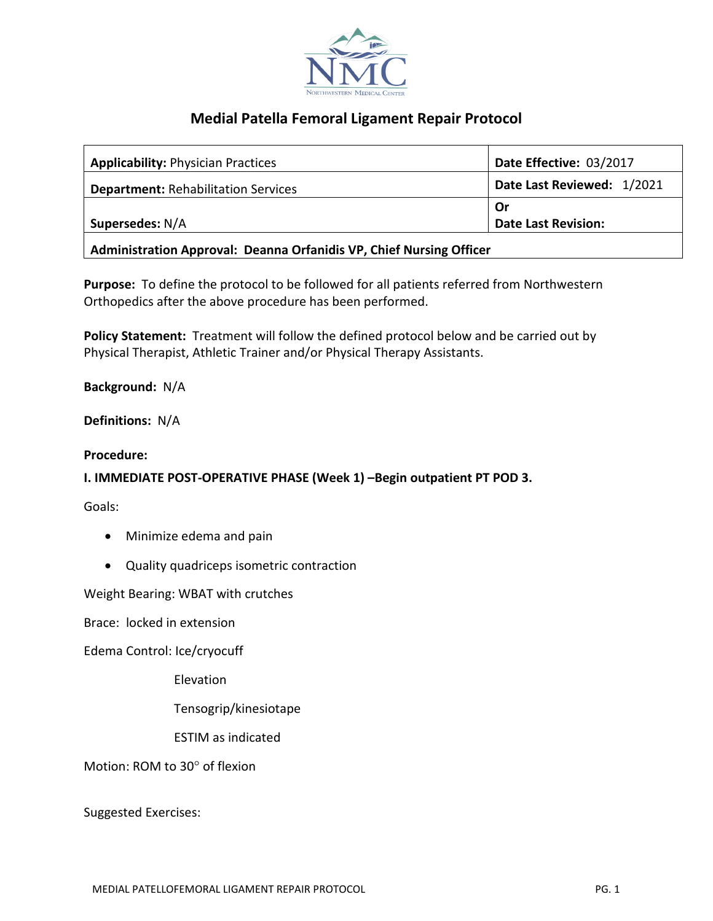# Medial Patella Femoral Ligament Repair Protocol

| **Applicability:** Physician Practices | **Date Effective:** 03/2017 |
|---|---|
| **Department:** Rehabilitation Services | **Date Last Reviewed:** 1/2021 |
| **Supersedes:** N/A | **Or** **Date Last Revision:** |
| **Administration Approval: Deanna Orfanidis VP, Chief Nursing Officer** | |

**Purpose:** To define the protocol to be followed for all patients referred from Northwestern Orthopedics after the above procedure has been performed.

**Policy Statement:** Treatment will follow the defined protocol below and be carried out by Physical Therapist, Athletic Trainer and/or Physical Therapy Assistants.

**Background:** N/A

**Definitions:** N/A

**Procedure:**

**I. IMMEDIATE POST-OPERATIVE PHASE (Week 1) –Begin outpatient PT POD 3.**

Goals:

- Minimize edema and pain
- Quality quadriceps isometric contraction

Weight Bearing: WBAT with crutches

Brace: locked in extension

Edema Control: Ice/cryocuff

Elevation

Tensogrip/kinesiotape

ESTIM as indicated

Motion: ROM to 30° of flexion

Suggested Exercises: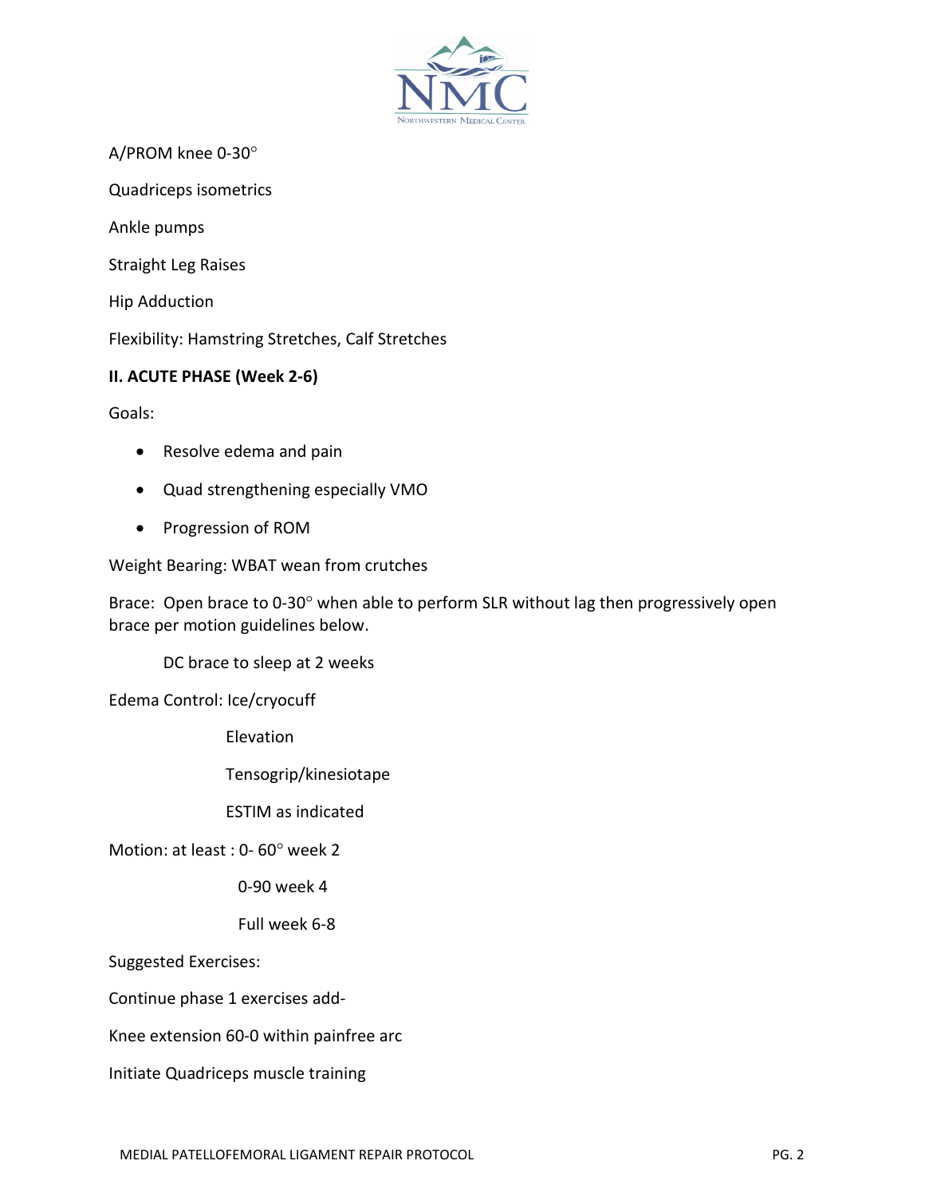A/PROM knee 0-30°

Quadriceps isometrics

Ankle pumps

Straight Leg Raises

Hip Adduction

Flexibility: Hamstring Stretches, Calf Stretches

**II. ACUTE PHASE (Week 2-6)**

Goals:

- Resolve edema and pain
- Quad strengthening especially VMO
- Progression of ROM

Weight Bearing: WBAT wean from crutches

Brace: Open brace to 0-30° when able to perform SLR without lag then progressively open brace per motion guidelines below.

DC brace to sleep at 2 weeks

Edema Control: Ice/cryocuff

Elevation

Tensogrip/kinesiotape

ESTIM as indicated

Motion: at least : 0- 60° week 2

0-90 week 4

Full week 6-8

Suggested Exercises:

Continue phase 1 exercises add-

Knee extension 60-0 within painfree arc

Initiate Quadriceps muscle training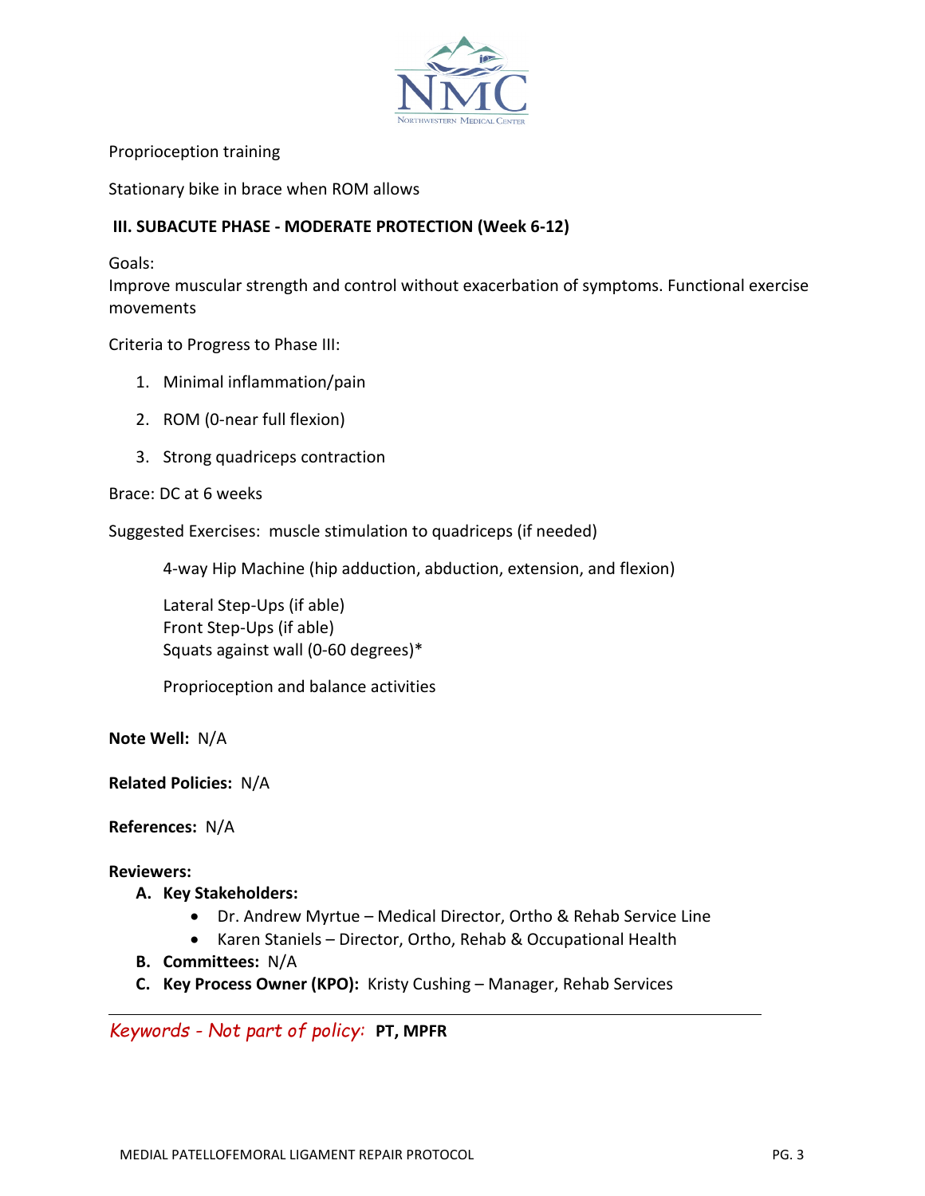Proprioception training

Stationary bike in brace when ROM allows

### III. SUBACUTE PHASE - MODERATE PROTECTION (Week 6-12)

Goals:
Improve muscular strength and control without exacerbation of symptoms. Functional exercise movements

Criteria to Progress to Phase III:

1. Minimal inflammation/pain
2. ROM (0-near full flexion)
3. Strong quadriceps contraction

Brace: DC at 6 weeks

Suggested Exercises: muscle stimulation to quadriceps (if needed)

4-way Hip Machine (hip adduction, abduction, extension, and flexion)

Lateral Step-Ups (if able)
Front Step-Ups (if able)
Squats against wall (0-60 degrees)*

Proprioception and balance activities

**Note Well:** N/A

**Related Policies:** N/A

**References:** N/A

**Reviewers:**

- **A. Key Stakeholders:**
  - Dr. Andrew Myrtue – Medical Director, Ortho & Rehab Service Line
  - Karen Staniels – Director, Ortho, Rehab & Occupational Health
- **B. Committees:** N/A
- **C. Key Process Owner (KPO):** Kristy Cushing – Manager, Rehab Services

---

*Keywords - Not part of policy:* **PT, MPFR**